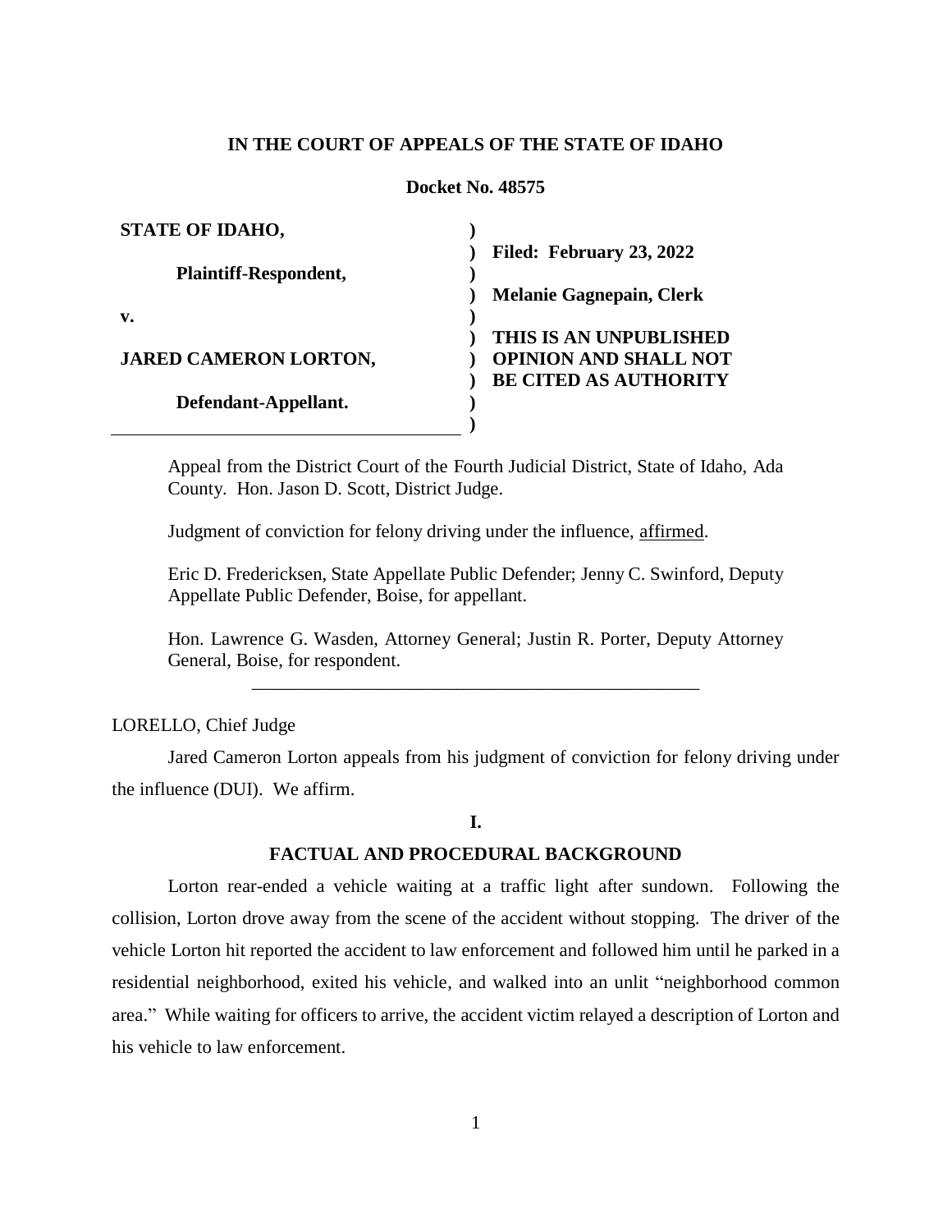**IN THE COURT OF APPEALS OF THE STATE OF IDAHO**

**Docket No. 48575**

| | |
|---|---|
| **STATE OF IDAHO,** | |
| **Plaintiff-Respondent,** | **Filed: February 23, 2022** |
| **v.** | **Melanie Gagnepain, Clerk** |
| **JARED CAMERON LORTON,** | **THIS IS AN UNPUBLISHED OPINION AND SHALL NOT BE CITED AS AUTHORITY** |
| **Defendant-Appellant.** | |

Appeal from the District Court of the Fourth Judicial District, State of Idaho, Ada County. Hon. Jason D. Scott, District Judge.

Judgment of conviction for felony driving under the influence, affirmed.

Eric D. Fredericksen, State Appellate Public Defender; Jenny C. Swinford, Deputy Appellate Public Defender, Boise, for appellant.

Hon. Lawrence G. Wasden, Attorney General; Justin R. Porter, Deputy Attorney General, Boise, for respondent.

---

LORELLO, Chief Judge

Jared Cameron Lorton appeals from his judgment of conviction for felony driving under the influence (DUI). We affirm.

## I.

## FACTUAL AND PROCEDURAL BACKGROUND

Lorton rear-ended a vehicle waiting at a traffic light after sundown. Following the collision, Lorton drove away from the scene of the accident without stopping. The driver of the vehicle Lorton hit reported the accident to law enforcement and followed him until he parked in a residential neighborhood, exited his vehicle, and walked into an unlit "neighborhood common area." While waiting for officers to arrive, the accident victim relayed a description of Lorton and his vehicle to law enforcement.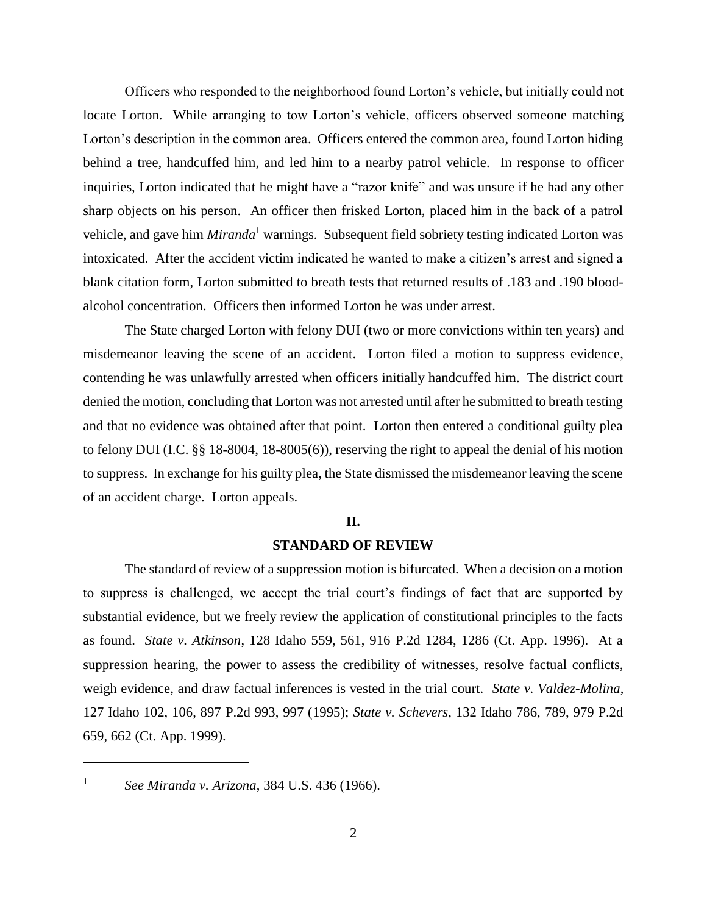Officers who responded to the neighborhood found Lorton's vehicle, but initially could not locate Lorton. While arranging to tow Lorton's vehicle, officers observed someone matching Lorton's description in the common area. Officers entered the common area, found Lorton hiding behind a tree, handcuffed him, and led him to a nearby patrol vehicle. In response to officer inquiries, Lorton indicated that he might have a "razor knife" and was unsure if he had any other sharp objects on his person. An officer then frisked Lorton, placed him in the back of a patrol vehicle, and gave him *Miranda*[1] warnings. Subsequent field sobriety testing indicated Lorton was intoxicated. After the accident victim indicated he wanted to make a citizen's arrest and signed a blank citation form, Lorton submitted to breath tests that returned results of .183 and .190 blood-alcohol concentration. Officers then informed Lorton he was under arrest.

The State charged Lorton with felony DUI (two or more convictions within ten years) and misdemeanor leaving the scene of an accident. Lorton filed a motion to suppress evidence, contending he was unlawfully arrested when officers initially handcuffed him. The district court denied the motion, concluding that Lorton was not arrested until after he submitted to breath testing and that no evidence was obtained after that point. Lorton then entered a conditional guilty plea to felony DUI (I.C. §§ 18-8004, 18-8005(6)), reserving the right to appeal the denial of his motion to suppress. In exchange for his guilty plea, the State dismissed the misdemeanor leaving the scene of an accident charge. Lorton appeals.

## II.

## STANDARD OF REVIEW

The standard of review of a suppression motion is bifurcated. When a decision on a motion to suppress is challenged, we accept the trial court's findings of fact that are supported by substantial evidence, but we freely review the application of constitutional principles to the facts as found. *State v. Atkinson*, 128 Idaho 559, 561, 916 P.2d 1284, 1286 (Ct. App. 1996). At a suppression hearing, the power to assess the credibility of witnesses, resolve factual conflicts, weigh evidence, and draw factual inferences is vested in the trial court. *State v. Valdez-Molina*, 127 Idaho 102, 106, 897 P.2d 993, 997 (1995); *State v. Schevers*, 132 Idaho 786, 789, 979 P.2d 659, 662 (Ct. App. 1999).

---

[1] *See Miranda v. Arizona*, 384 U.S. 436 (1966).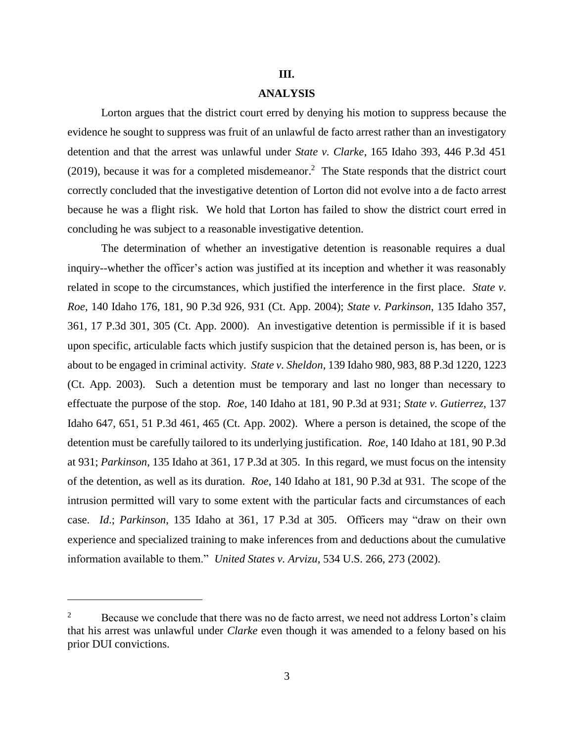## III.

## ANALYSIS

Lorton argues that the district court erred by denying his motion to suppress because the evidence he sought to suppress was fruit of an unlawful de facto arrest rather than an investigatory detention and that the arrest was unlawful under *State v. Clarke*, 165 Idaho 393, 446 P.3d 451 (2019), because it was for a completed misdemeanor.[2] The State responds that the district court correctly concluded that the investigative detention of Lorton did not evolve into a de facto arrest because he was a flight risk. We hold that Lorton has failed to show the district court erred in concluding he was subject to a reasonable investigative detention.

The determination of whether an investigative detention is reasonable requires a dual inquiry--whether the officer's action was justified at its inception and whether it was reasonably related in scope to the circumstances, which justified the interference in the first place. *State v. Roe*, 140 Idaho 176, 181, 90 P.3d 926, 931 (Ct. App. 2004); *State v. Parkinson*, 135 Idaho 357, 361, 17 P.3d 301, 305 (Ct. App. 2000). An investigative detention is permissible if it is based upon specific, articulable facts which justify suspicion that the detained person is, has been, or is about to be engaged in criminal activity. *State v. Sheldon*, 139 Idaho 980, 983, 88 P.3d 1220, 1223 (Ct. App. 2003). Such a detention must be temporary and last no longer than necessary to effectuate the purpose of the stop. *Roe*, 140 Idaho at 181, 90 P.3d at 931; *State v. Gutierrez*, 137 Idaho 647, 651, 51 P.3d 461, 465 (Ct. App. 2002). Where a person is detained, the scope of the detention must be carefully tailored to its underlying justification. *Roe*, 140 Idaho at 181, 90 P.3d at 931; *Parkinson*, 135 Idaho at 361, 17 P.3d at 305. In this regard, we must focus on the intensity of the detention, as well as its duration. *Roe*, 140 Idaho at 181, 90 P.3d at 931. The scope of the intrusion permitted will vary to some extent with the particular facts and circumstances of each case. *Id*.; *Parkinson*, 135 Idaho at 361, 17 P.3d at 305. Officers may "draw on their own experience and specialized training to make inferences from and deductions about the cumulative information available to them." *United States v. Arvizu*, 534 U.S. 266, 273 (2002).

---

[2] Because we conclude that there was no de facto arrest, we need not address Lorton's claim that his arrest was unlawful under *Clarke* even though it was amended to a felony based on his prior DUI convictions.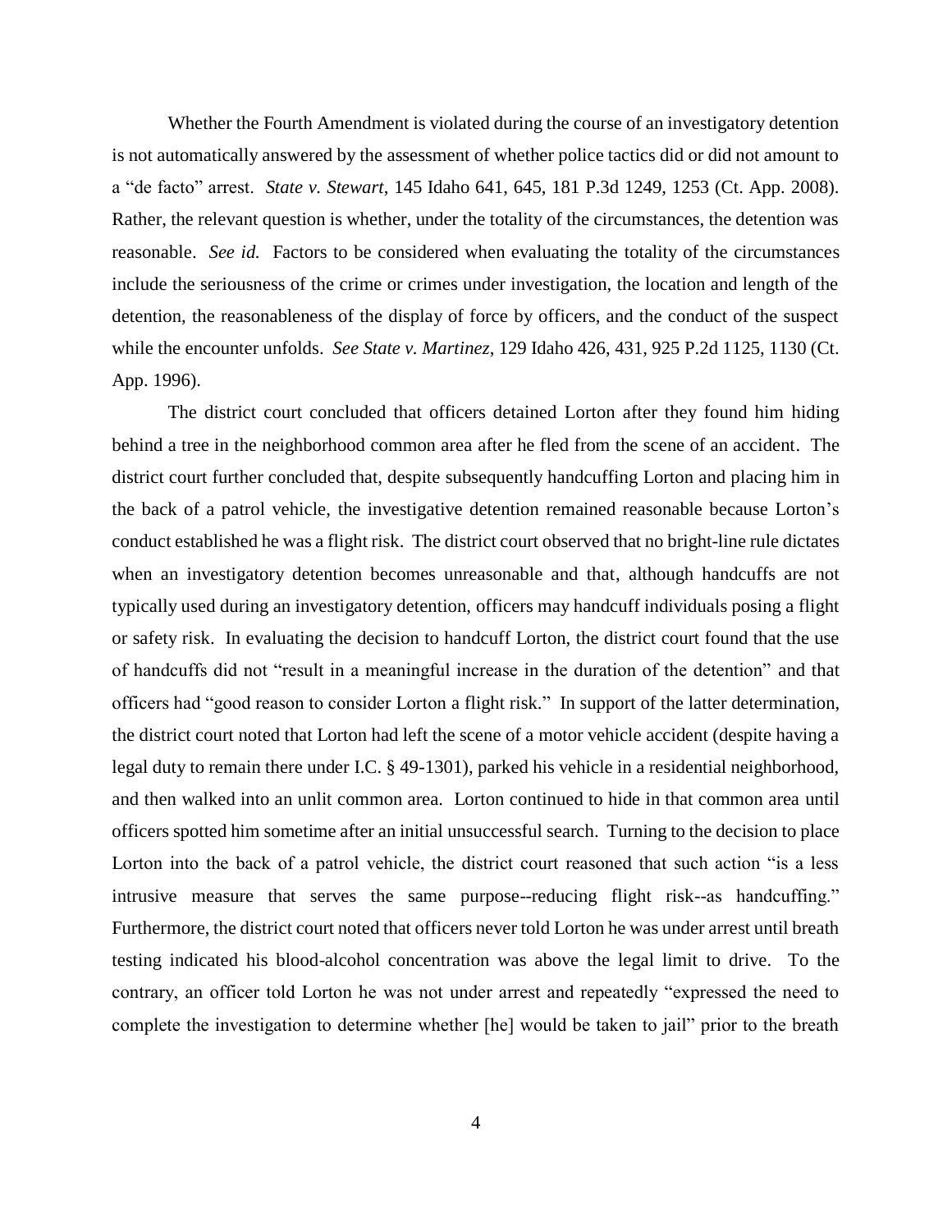Whether the Fourth Amendment is violated during the course of an investigatory detention is not automatically answered by the assessment of whether police tactics did or did not amount to a "de facto" arrest. *State v. Stewart*, 145 Idaho 641, 645, 181 P.3d 1249, 1253 (Ct. App. 2008). Rather, the relevant question is whether, under the totality of the circumstances, the detention was reasonable. *See id.* Factors to be considered when evaluating the totality of the circumstances include the seriousness of the crime or crimes under investigation, the location and length of the detention, the reasonableness of the display of force by officers, and the conduct of the suspect while the encounter unfolds. *See State v. Martinez*, 129 Idaho 426, 431, 925 P.2d 1125, 1130 (Ct. App. 1996).

The district court concluded that officers detained Lorton after they found him hiding behind a tree in the neighborhood common area after he fled from the scene of an accident. The district court further concluded that, despite subsequently handcuffing Lorton and placing him in the back of a patrol vehicle, the investigative detention remained reasonable because Lorton's conduct established he was a flight risk. The district court observed that no bright-line rule dictates when an investigatory detention becomes unreasonable and that, although handcuffs are not typically used during an investigatory detention, officers may handcuff individuals posing a flight or safety risk. In evaluating the decision to handcuff Lorton, the district court found that the use of handcuffs did not "result in a meaningful increase in the duration of the detention" and that officers had "good reason to consider Lorton a flight risk." In support of the latter determination, the district court noted that Lorton had left the scene of a motor vehicle accident (despite having a legal duty to remain there under I.C. § 49-1301), parked his vehicle in a residential neighborhood, and then walked into an unlit common area. Lorton continued to hide in that common area until officers spotted him sometime after an initial unsuccessful search. Turning to the decision to place Lorton into the back of a patrol vehicle, the district court reasoned that such action "is a less intrusive measure that serves the same purpose--reducing flight risk--as handcuffing." Furthermore, the district court noted that officers never told Lorton he was under arrest until breath testing indicated his blood-alcohol concentration was above the legal limit to drive. To the contrary, an officer told Lorton he was not under arrest and repeatedly "expressed the need to complete the investigation to determine whether [he] would be taken to jail" prior to the breath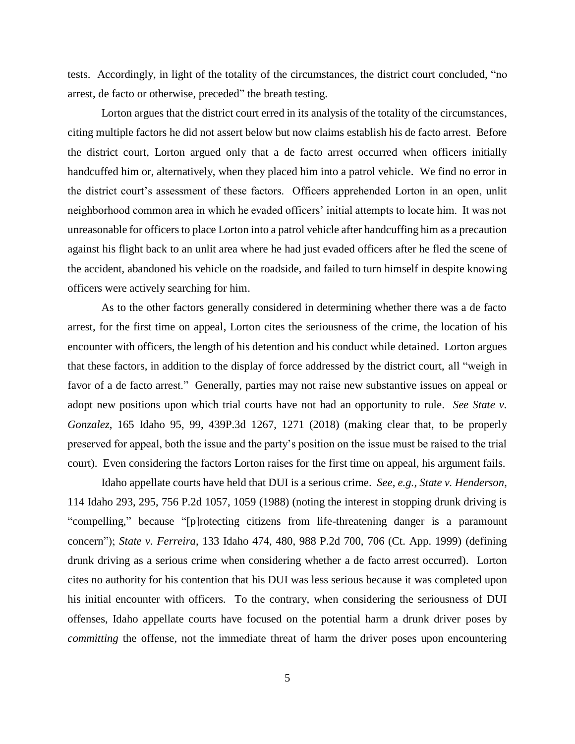tests. Accordingly, in light of the totality of the circumstances, the district court concluded, "no arrest, de facto or otherwise, preceded" the breath testing.

Lorton argues that the district court erred in its analysis of the totality of the circumstances, citing multiple factors he did not assert below but now claims establish his de facto arrest. Before the district court, Lorton argued only that a de facto arrest occurred when officers initially handcuffed him or, alternatively, when they placed him into a patrol vehicle. We find no error in the district court's assessment of these factors. Officers apprehended Lorton in an open, unlit neighborhood common area in which he evaded officers' initial attempts to locate him. It was not unreasonable for officers to place Lorton into a patrol vehicle after handcuffing him as a precaution against his flight back to an unlit area where he had just evaded officers after he fled the scene of the accident, abandoned his vehicle on the roadside, and failed to turn himself in despite knowing officers were actively searching for him.

As to the other factors generally considered in determining whether there was a de facto arrest, for the first time on appeal, Lorton cites the seriousness of the crime, the location of his encounter with officers, the length of his detention and his conduct while detained. Lorton argues that these factors, in addition to the display of force addressed by the district court, all "weigh in favor of a de facto arrest." Generally, parties may not raise new substantive issues on appeal or adopt new positions upon which trial courts have not had an opportunity to rule. *See State v. Gonzalez*, 165 Idaho 95, 99, 439P.3d 1267, 1271 (2018) (making clear that, to be properly preserved for appeal, both the issue and the party's position on the issue must be raised to the trial court). Even considering the factors Lorton raises for the first time on appeal, his argument fails.

Idaho appellate courts have held that DUI is a serious crime. *See, e.g.*, *State v. Henderson*, 114 Idaho 293, 295, 756 P.2d 1057, 1059 (1988) (noting the interest in stopping drunk driving is "compelling," because "[p]rotecting citizens from life-threatening danger is a paramount concern"); *State v. Ferreira*, 133 Idaho 474, 480, 988 P.2d 700, 706 (Ct. App. 1999) (defining drunk driving as a serious crime when considering whether a de facto arrest occurred). Lorton cites no authority for his contention that his DUI was less serious because it was completed upon his initial encounter with officers. To the contrary, when considering the seriousness of DUI offenses, Idaho appellate courts have focused on the potential harm a drunk driver poses by *committing* the offense, not the immediate threat of harm the driver poses upon encountering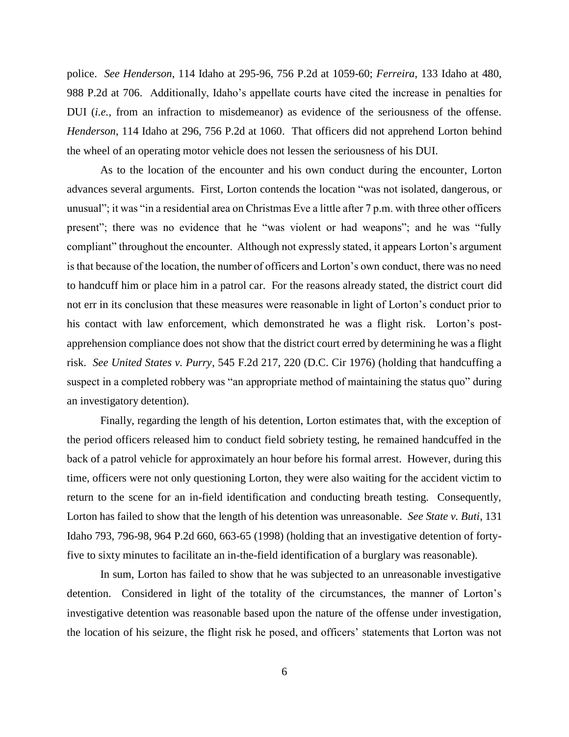police. *See Henderson*, 114 Idaho at 295-96, 756 P.2d at 1059-60; *Ferreira*, 133 Idaho at 480, 988 P.2d at 706. Additionally, Idaho's appellate courts have cited the increase in penalties for DUI (*i.e.*, from an infraction to misdemeanor) as evidence of the seriousness of the offense. *Henderson*, 114 Idaho at 296, 756 P.2d at 1060. That officers did not apprehend Lorton behind the wheel of an operating motor vehicle does not lessen the seriousness of his DUI.

As to the location of the encounter and his own conduct during the encounter, Lorton advances several arguments. First, Lorton contends the location "was not isolated, dangerous, or unusual"; it was "in a residential area on Christmas Eve a little after 7 p.m. with three other officers present"; there was no evidence that he "was violent or had weapons"; and he was "fully compliant" throughout the encounter. Although not expressly stated, it appears Lorton's argument is that because of the location, the number of officers and Lorton's own conduct, there was no need to handcuff him or place him in a patrol car. For the reasons already stated, the district court did not err in its conclusion that these measures were reasonable in light of Lorton's conduct prior to his contact with law enforcement, which demonstrated he was a flight risk. Lorton's post-apprehension compliance does not show that the district court erred by determining he was a flight risk. *See United States v. Purry*, 545 F.2d 217, 220 (D.C. Cir 1976) (holding that handcuffing a suspect in a completed robbery was "an appropriate method of maintaining the status quo" during an investigatory detention).

Finally, regarding the length of his detention, Lorton estimates that, with the exception of the period officers released him to conduct field sobriety testing, he remained handcuffed in the back of a patrol vehicle for approximately an hour before his formal arrest. However, during this time, officers were not only questioning Lorton, they were also waiting for the accident victim to return to the scene for an in-field identification and conducting breath testing. Consequently, Lorton has failed to show that the length of his detention was unreasonable. *See State v. Buti*, 131 Idaho 793, 796-98, 964 P.2d 660, 663-65 (1998) (holding that an investigative detention of forty-five to sixty minutes to facilitate an in-the-field identification of a burglary was reasonable).

In sum, Lorton has failed to show that he was subjected to an unreasonable investigative detention. Considered in light of the totality of the circumstances, the manner of Lorton's investigative detention was reasonable based upon the nature of the offense under investigation, the location of his seizure, the flight risk he posed, and officers' statements that Lorton was not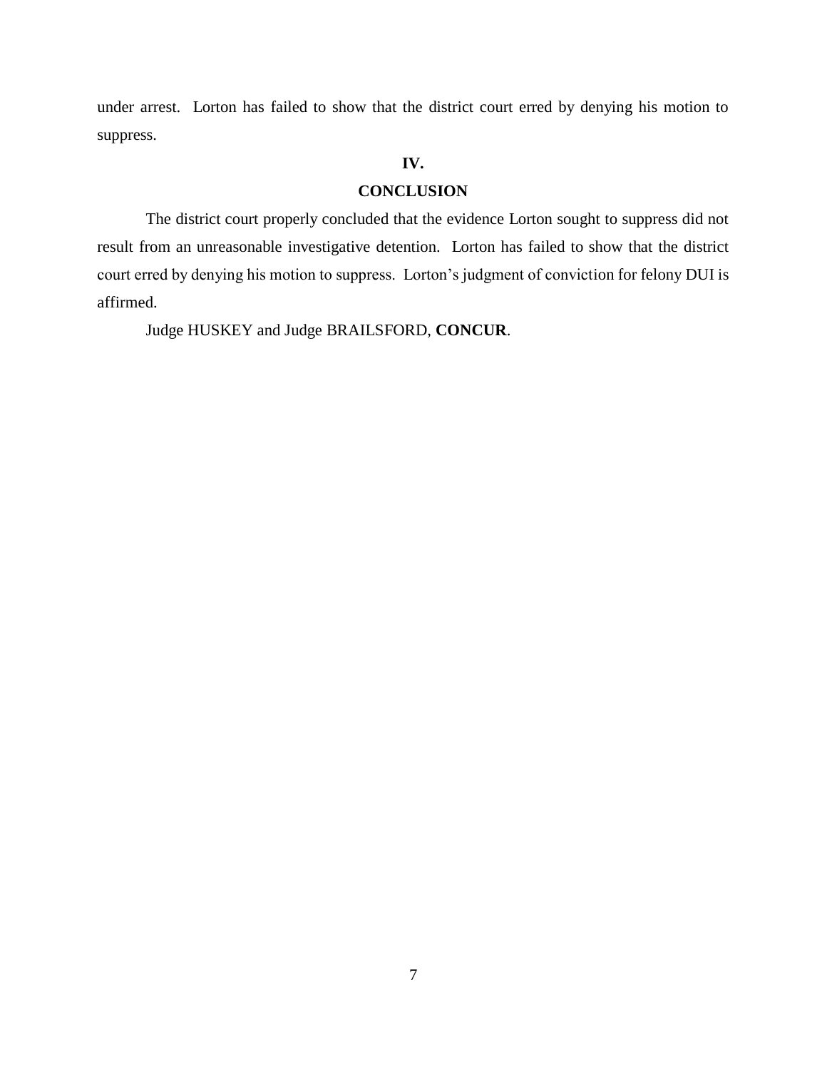under arrest. Lorton has failed to show that the district court erred by denying his motion to suppress.

## IV.

## CONCLUSION

The district court properly concluded that the evidence Lorton sought to suppress did not result from an unreasonable investigative detention. Lorton has failed to show that the district court erred by denying his motion to suppress. Lorton's judgment of conviction for felony DUI is affirmed.

Judge HUSKEY and Judge BRAILSFORD, **CONCUR**.